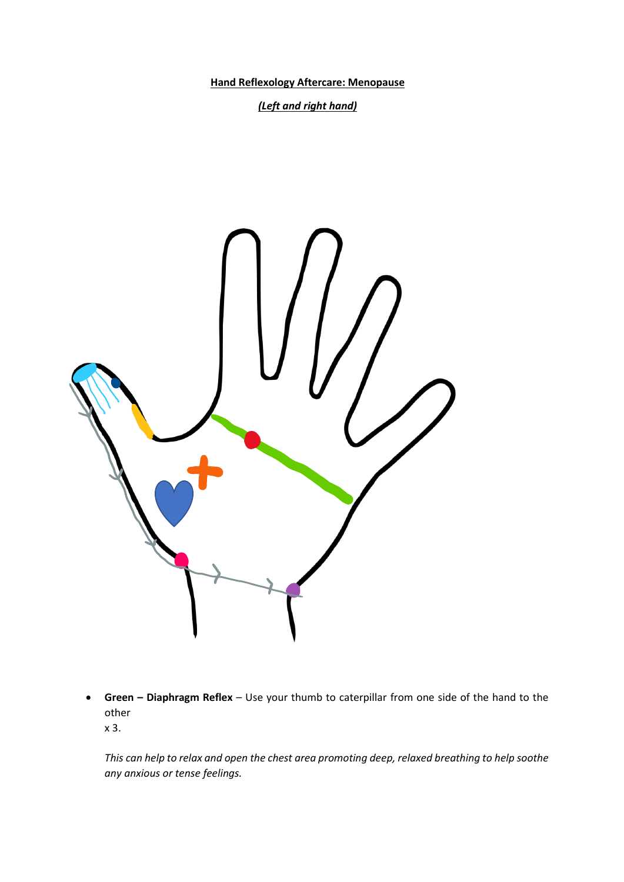**Hand Reflexology Aftercare: Menopause**

***(Left and right hand)***

- **Green – Diaphragm Reflex** – Use your thumb to caterpillar from one side of the hand to the other
  x 3.

  *This can help to relax and open the chest area promoting deep, relaxed breathing to help soothe any anxious or tense feelings.*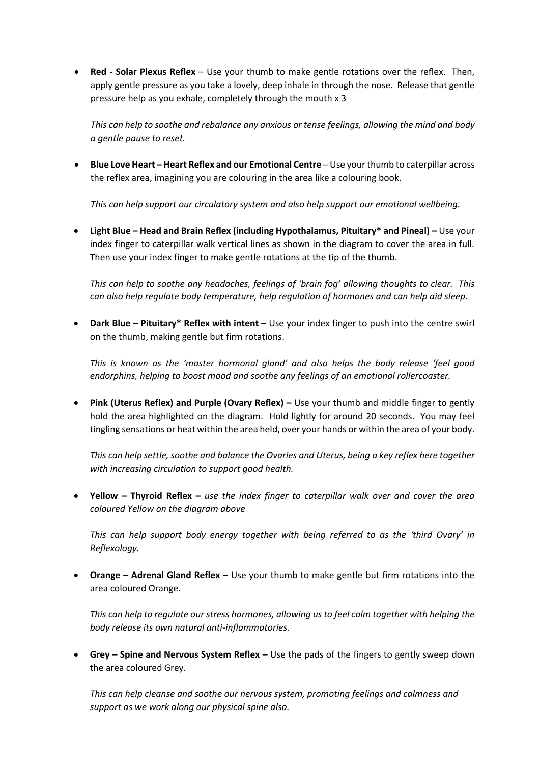- **Red - Solar Plexus Reflex** – Use your thumb to make gentle rotations over the reflex. Then, apply gentle pressure as you take a lovely, deep inhale in through the nose. Release that gentle pressure help as you exhale, completely through the mouth x 3

  *This can help to soothe and rebalance any anxious or tense feelings, allowing the mind and body a gentle pause to reset.*

- **Blue Love Heart – Heart Reflex and our Emotional Centre** – Use your thumb to caterpillar across the reflex area, imagining you are colouring in the area like a colouring book.

  *This can help support our circulatory system and also help support our emotional wellbeing.*

- **Light Blue – Head and Brain Reflex (including Hypothalamus, Pituitary* and Pineal) –** Use your index finger to caterpillar walk vertical lines as shown in the diagram to cover the area in full. Then use your index finger to make gentle rotations at the tip of the thumb.

  *This can help to soothe any headaches, feelings of 'brain fog' allowing thoughts to clear. This can also help regulate body temperature, help regulation of hormones and can help aid sleep.*

- **Dark Blue – Pituitary* Reflex with intent** – Use your index finger to push into the centre swirl on the thumb, making gentle but firm rotations.

  *This is known as the 'master hormonal gland' and also helps the body release 'feel good endorphins, helping to boost mood and soothe any feelings of an emotional rollercoaster.*

- **Pink (Uterus Reflex) and Purple (Ovary Reflex) –** Use your thumb and middle finger to gently hold the area highlighted on the diagram. Hold lightly for around 20 seconds. You may feel tingling sensations or heat within the area held, over your hands or within the area of your body.

  *This can help settle, soothe and balance the Ovaries and Uterus, being a key reflex here together with increasing circulation to support good health.*

- **Yellow – Thyroid Reflex –** *use the index finger to caterpillar walk over and cover the area coloured Yellow on the diagram above*

  *This can help support body energy together with being referred to as the 'third Ovary' in Reflexology.*

- **Orange – Adrenal Gland Reflex –** Use your thumb to make gentle but firm rotations into the area coloured Orange.

  *This can help to regulate our stress hormones, allowing us to feel calm together with helping the body release its own natural anti-inflammatories.*

- **Grey – Spine and Nervous System Reflex –** Use the pads of the fingers to gently sweep down the area coloured Grey.

  *This can help cleanse and soothe our nervous system, promoting feelings and calmness and support as we work along our physical spine also.*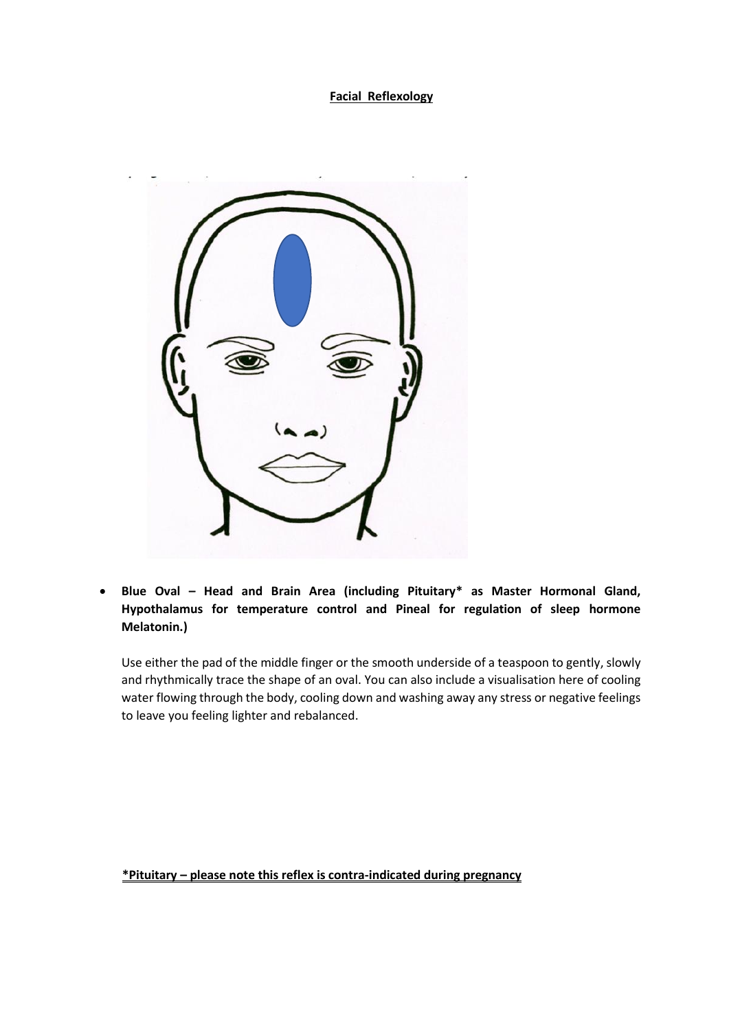**Facial Reflexology**

- **Blue Oval – Head and Brain Area (including Pituitary* as Master Hormonal Gland, Hypothalamus for temperature control and Pineal for regulation of sleep hormone Melatonin.)**

  Use either the pad of the middle finger or the smooth underside of a teaspoon to gently, slowly and rhythmically trace the shape of an oval. You can also include a visualisation here of cooling water flowing through the body, cooling down and washing away any stress or negative feelings to leave you feeling lighter and rebalanced.

**\*Pituitary – please note this reflex is contra-indicated during pregnancy**